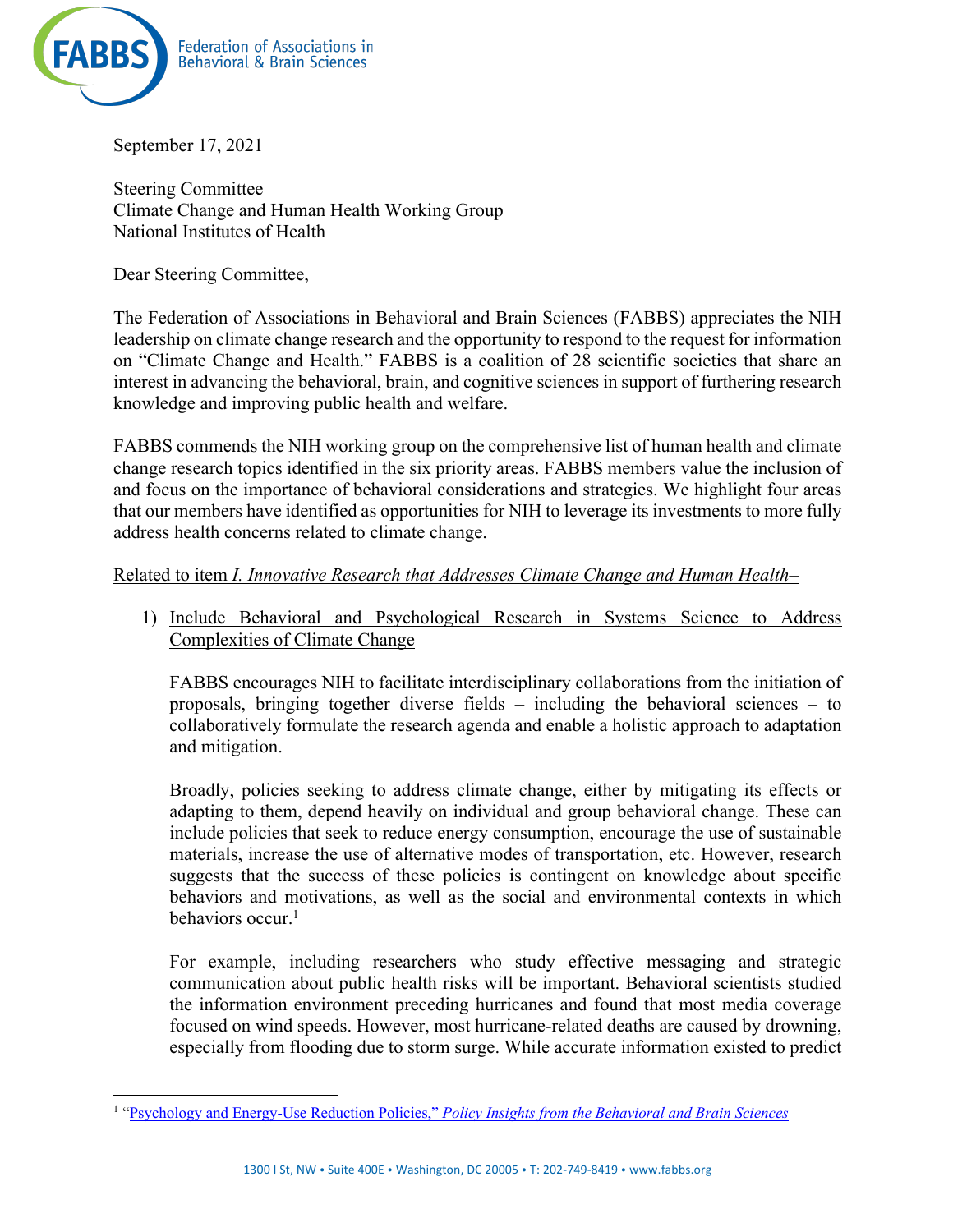Federation of Associations in Behavioral & Brain Sciences

September 17, 2021

Steering Committee
Climate Change and Human Health Working Group
National Institutes of Health

Dear Steering Committee,

The Federation of Associations in Behavioral and Brain Sciences (FABBS) appreciates the NIH leadership on climate change research and the opportunity to respond to the request for information on "Climate Change and Health." FABBS is a coalition of 28 scientific societies that share an interest in advancing the behavioral, brain, and cognitive sciences in support of furthering research knowledge and improving public health and welfare.

FABBS commends the NIH working group on the comprehensive list of human health and climate change research topics identified in the six priority areas. FABBS members value the inclusion of and focus on the importance of behavioral considerations and strategies. We highlight four areas that our members have identified as opportunities for NIH to leverage its investments to more fully address health concerns related to climate change.

Related to item *I. Innovative Research that Addresses Climate Change and Human Health*–

1) Include Behavioral and Psychological Research in Systems Science to Address Complexities of Climate Change

   FABBS encourages NIH to facilitate interdisciplinary collaborations from the initiation of proposals, bringing together diverse fields – including the behavioral sciences – to collaboratively formulate the research agenda and enable a holistic approach to adaptation and mitigation.

   Broadly, policies seeking to address climate change, either by mitigating its effects or adapting to them, depend heavily on individual and group behavioral change. These can include policies that seek to reduce energy consumption, encourage the use of sustainable materials, increase the use of alternative modes of transportation, etc. However, research suggests that the success of these policies is contingent on knowledge about specific behaviors and motivations, as well as the social and environmental contexts in which behaviors occur.[1]

   For example, including researchers who study effective messaging and strategic communication about public health risks will be important. Behavioral scientists studied the information environment preceding hurricanes and found that most media coverage focused on wind speeds. However, most hurricane-related deaths are caused by drowning, especially from flooding due to storm surge. While accurate information existed to predict

[1] "Psychology and Energy-Use Reduction Policies," *Policy Insights from the Behavioral and Brain Sciences*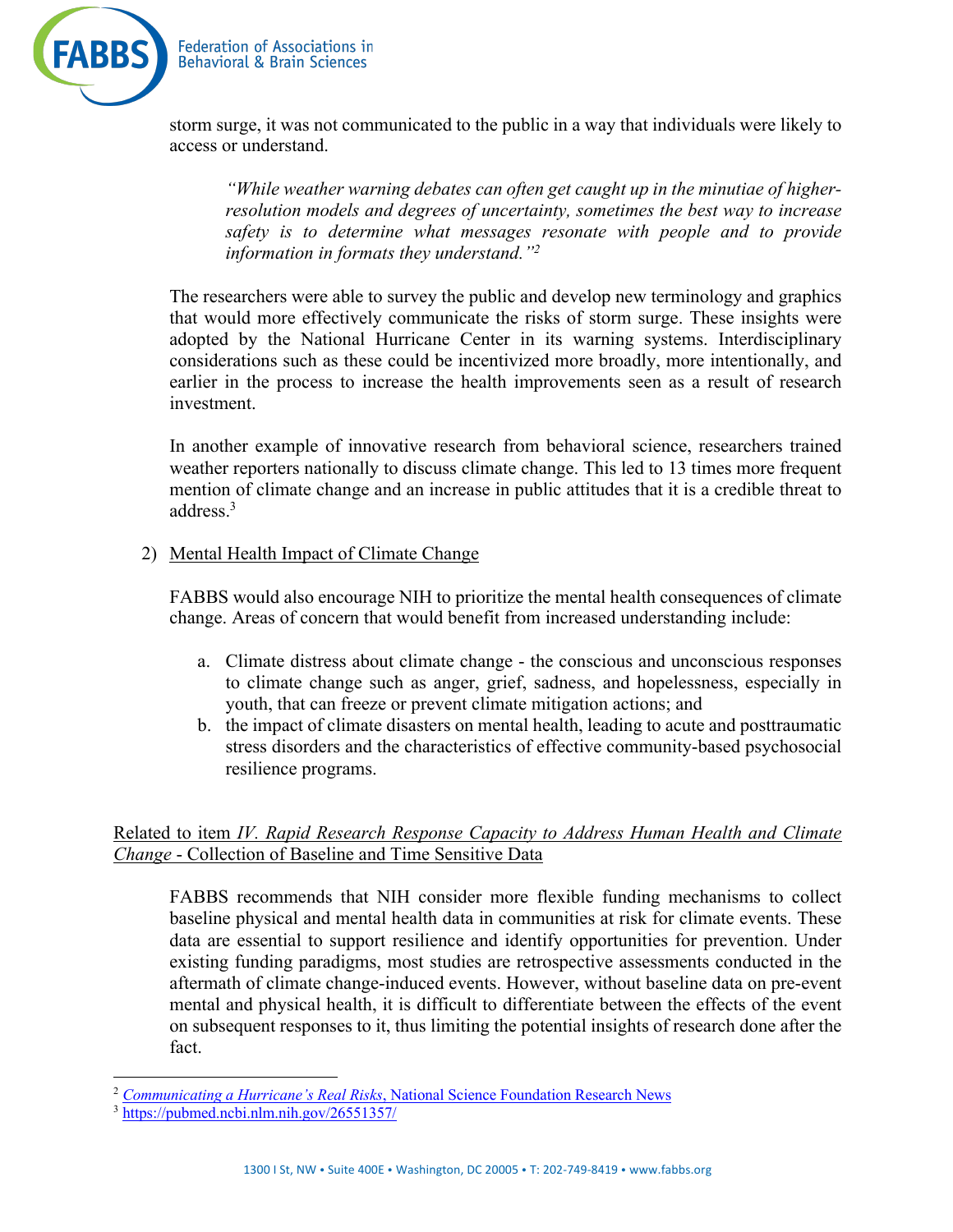storm surge, it was not communicated to the public in a way that individuals were likely to access or understand.

> *"While weather warning debates can often get caught up in the minutiae of higher-resolution models and degrees of uncertainty, sometimes the best way to increase safety is to determine what messages resonate with people and to provide information in formats they understand."*[2]

The researchers were able to survey the public and develop new terminology and graphics that would more effectively communicate the risks of storm surge. These insights were adopted by the National Hurricane Center in its warning systems. Interdisciplinary considerations such as these could be incentivized more broadly, more intentionally, and earlier in the process to increase the health improvements seen as a result of research investment.

In another example of innovative research from behavioral science, researchers trained weather reporters nationally to discuss climate change. This led to 13 times more frequent mention of climate change and an increase in public attitudes that it is a credible threat to address.[3]

2) <u>Mental Health Impact of Climate Change</u>

FABBS would also encourage NIH to prioritize the mental health consequences of climate change. Areas of concern that would benefit from increased understanding include:

a. Climate distress about climate change - the conscious and unconscious responses to climate change such as anger, grief, sadness, and hopelessness, especially in youth, that can freeze or prevent climate mitigation actions; and
b. the impact of climate disasters on mental health, leading to acute and posttraumatic stress disorders and the characteristics of effective community-based psychosocial resilience programs.

<u>Related to item *IV. Rapid Research Response Capacity to Address Human Health and Climate Change* - Collection of Baseline and Time Sensitive Data</u>

FABBS recommends that NIH consider more flexible funding mechanisms to collect baseline physical and mental health data in communities at risk for climate events. These data are essential to support resilience and identify opportunities for prevention. Under existing funding paradigms, most studies are retrospective assessments conducted in the aftermath of climate change-induced events. However, without baseline data on pre-event mental and physical health, it is difficult to differentiate between the effects of the event on subsequent responses to it, thus limiting the potential insights of research done after the fact.

---

[2] *Communicating a Hurricane's Real Risks*, National Science Foundation Research News

[3] https://pubmed.ncbi.nlm.nih.gov/26551357/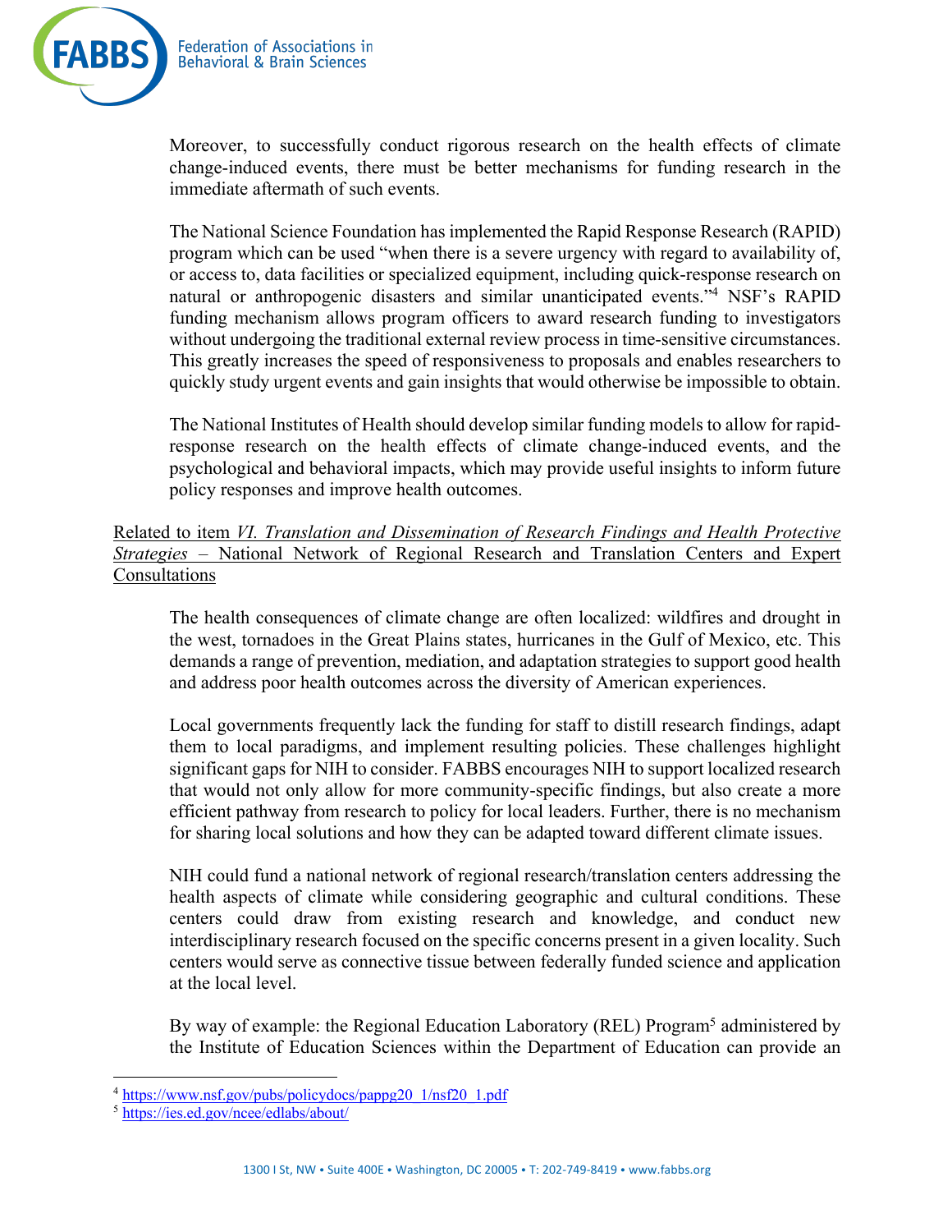Moreover, to successfully conduct rigorous research on the health effects of climate change-induced events, there must be better mechanisms for funding research in the immediate aftermath of such events.

The National Science Foundation has implemented the Rapid Response Research (RAPID) program which can be used "when there is a severe urgency with regard to availability of, or access to, data facilities or specialized equipment, including quick-response research on natural or anthropogenic disasters and similar unanticipated events."[4] NSF's RAPID funding mechanism allows program officers to award research funding to investigators without undergoing the traditional external review process in time-sensitive circumstances. This greatly increases the speed of responsiveness to proposals and enables researchers to quickly study urgent events and gain insights that would otherwise be impossible to obtain.

The National Institutes of Health should develop similar funding models to allow for rapid-response research on the health effects of climate change-induced events, and the psychological and behavioral impacts, which may provide useful insights to inform future policy responses and improve health outcomes.

Related to item *VI. Translation and Dissemination of Research Findings and Health Protective Strategies* – National Network of Regional Research and Translation Centers and Expert Consultations

The health consequences of climate change are often localized: wildfires and drought in the west, tornadoes in the Great Plains states, hurricanes in the Gulf of Mexico, etc. This demands a range of prevention, mediation, and adaptation strategies to support good health and address poor health outcomes across the diversity of American experiences.

Local governments frequently lack the funding for staff to distill research findings, adapt them to local paradigms, and implement resulting policies. These challenges highlight significant gaps for NIH to consider. FABBS encourages NIH to support localized research that would not only allow for more community-specific findings, but also create a more efficient pathway from research to policy for local leaders. Further, there is no mechanism for sharing local solutions and how they can be adapted toward different climate issues.

NIH could fund a national network of regional research/translation centers addressing the health aspects of climate while considering geographic and cultural conditions. These centers could draw from existing research and knowledge, and conduct new interdisciplinary research focused on the specific concerns present in a given locality. Such centers would serve as connective tissue between federally funded science and application at the local level.

By way of example: the Regional Education Laboratory (REL) Program[5] administered by the Institute of Education Sciences within the Department of Education can provide an

[4] https://www.nsf.gov/pubs/policydocs/pappg20_1/nsf20_1.pdf
[5] https://ies.ed.gov/ncee/edlabs/about/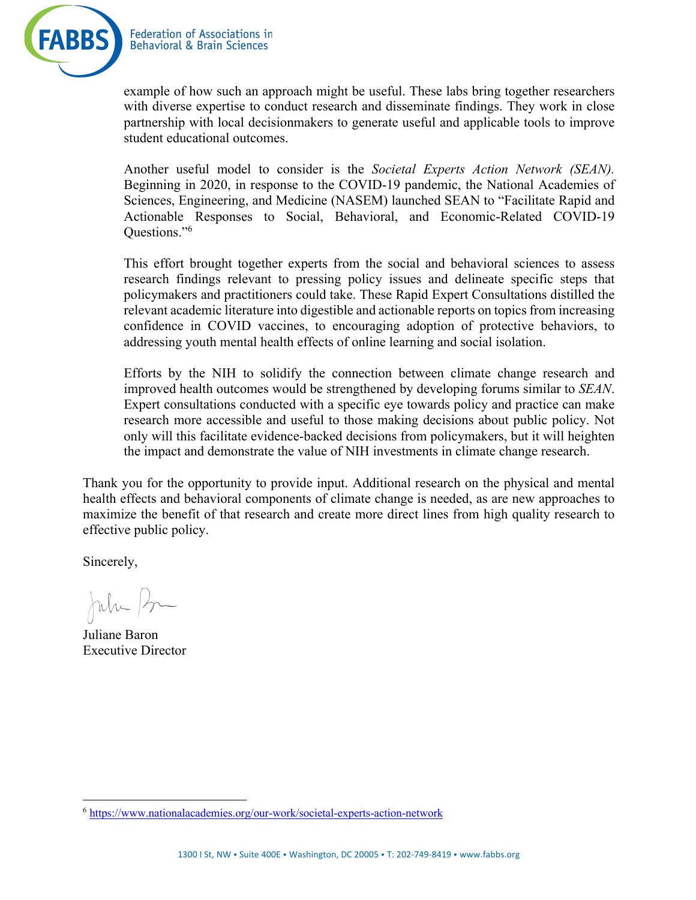example of how such an approach might be useful. These labs bring together researchers with diverse expertise to conduct research and disseminate findings. They work in close partnership with local decisionmakers to generate useful and applicable tools to improve student educational outcomes.

Another useful model to consider is the *Societal Experts Action Network (SEAN).* Beginning in 2020, in response to the COVID-19 pandemic, the National Academies of Sciences, Engineering, and Medicine (NASEM) launched SEAN to "Facilitate Rapid and Actionable Responses to Social, Behavioral, and Economic-Related COVID-19 Questions."[6]

This effort brought together experts from the social and behavioral sciences to assess research findings relevant to pressing policy issues and delineate specific steps that policymakers and practitioners could take. These Rapid Expert Consultations distilled the relevant academic literature into digestible and actionable reports on topics from increasing confidence in COVID vaccines, to encouraging adoption of protective behaviors, to addressing youth mental health effects of online learning and social isolation.

Efforts by the NIH to solidify the connection between climate change research and improved health outcomes would be strengthened by developing forums similar to *SEAN*. Expert consultations conducted with a specific eye towards policy and practice can make research more accessible and useful to those making decisions about public policy. Not only will this facilitate evidence-backed decisions from policymakers, but it will heighten the impact and demonstrate the value of NIH investments in climate change research.

Thank you for the opportunity to provide input. Additional research on the physical and mental health effects and behavioral components of climate change is needed, as are new approaches to maximize the benefit of that research and create more direct lines from high quality research to effective public policy.

Sincerely,

Juliane Baron
Executive Director

---

[6] https://www.nationalacademies.org/our-work/societal-experts-action-network